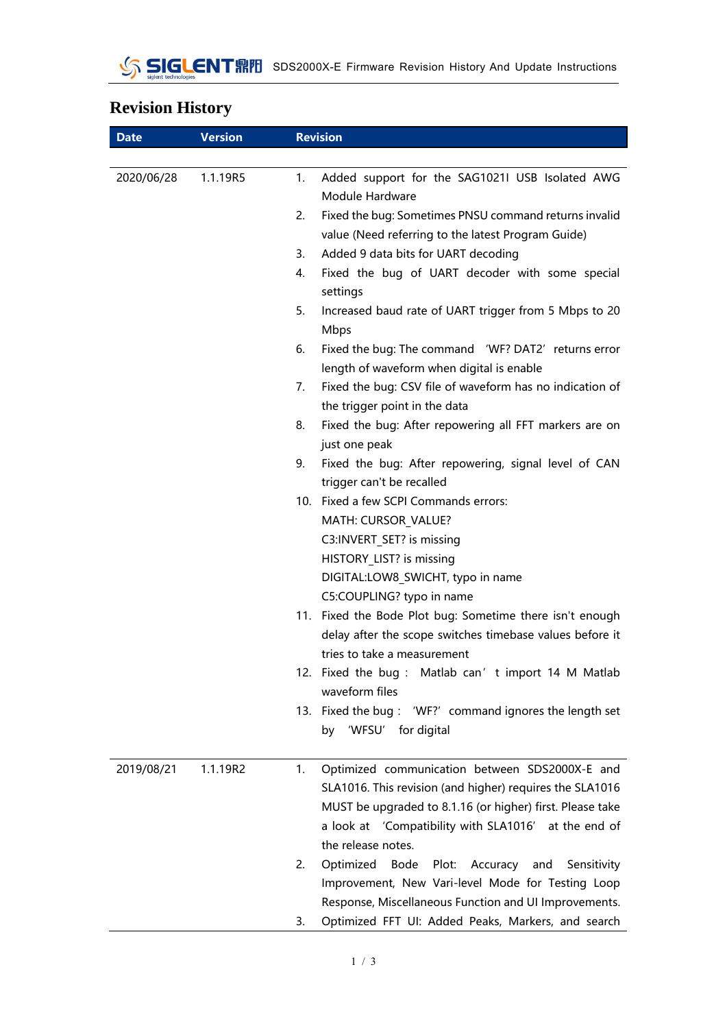# Revision History

| Date | Version | Revision |
|---|---|---|
| 2020/06/28 | 1.1.19R5 | 1. Added support for the SAG1021I USB Isolated AWG Module Hardware<br>2. Fixed the bug: Sometimes PNSU command returns invalid value (Need referring to the latest Program Guide)<br>3. Added 9 data bits for UART decoding<br>4. Fixed the bug of UART decoder with some special settings<br>5. Increased baud rate of UART trigger from 5 Mbps to 20 Mbps<br>6. Fixed the bug: The command 'WF? DAT2' returns error length of waveform when digital is enable<br>7. Fixed the bug: CSV file of waveform has no indication of the trigger point in the data<br>8. Fixed the bug: After repowering all FFT markers are on just one peak<br>9. Fixed the bug: After repowering, signal level of CAN trigger can't be recalled<br>10. Fixed a few SCPI Commands errors:<br>MATH: CURSOR_VALUE?<br>C3:INVERT_SET? is missing<br>HISTORY_LIST? is missing<br>DIGITAL:LOW8_SWICHT, typo in name<br>C5:COUPLING? typo in name<br>11. Fixed the Bode Plot bug: Sometime there isn't enough delay after the scope switches timebase values before it tries to take a measurement<br>12. Fixed the bug： Matlab can't import 14 M Matlab waveform files<br>13. Fixed the bug： 'WF?' command ignores the length set by 'WFSU' for digital |
| 2019/08/21 | 1.1.19R2 | 1. Optimized communication between SDS2000X-E and SLA1016. This revision (and higher) requires the SLA1016 MUST be upgraded to 8.1.16 (or higher) first. Please take a look at 'Compatibility with SLA1016' at the end of the release notes.<br>2. Optimized Bode Plot: Accuracy and Sensitivity Improvement, New Vari-level Mode for Testing Loop Response, Miscellaneous Function and UI Improvements.<br>3. Optimized FFT UI: Added Peaks, Markers, and search |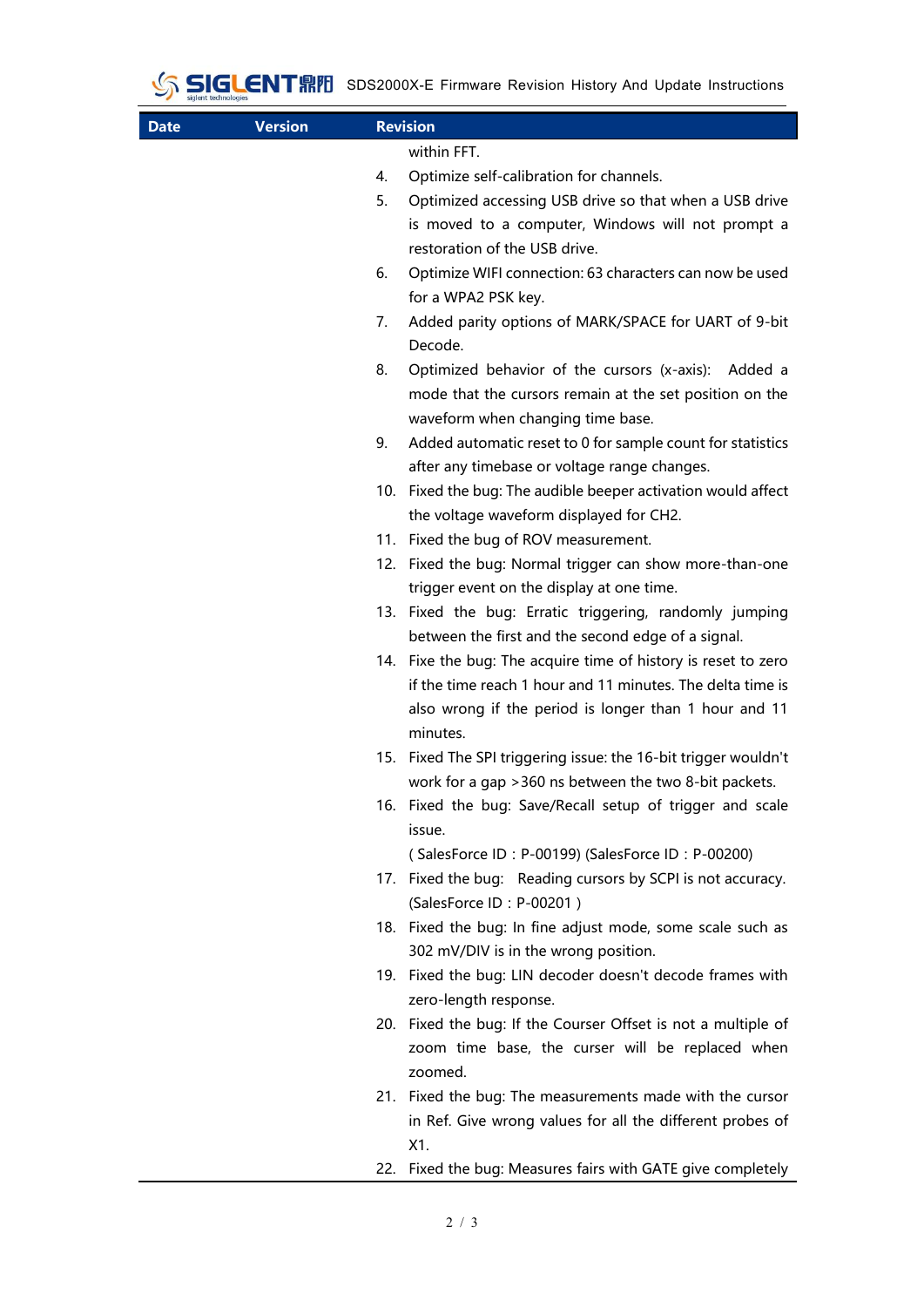| Date | Version | Revision |
|---|---|---|
| | | within FFT.<br>4. Optimize self-calibration for channels.<br>5. Optimized accessing USB drive so that when a USB drive is moved to a computer, Windows will not prompt a restoration of the USB drive.<br>6. Optimize WIFI connection: 63 characters can now be used for a WPA2 PSK key.<br>7. Added parity options of MARK/SPACE for UART of 9-bit Decode.<br>8. Optimized behavior of the cursors (x-axis): Added a mode that the cursors remain at the set position on the waveform when changing time base.<br>9. Added automatic reset to 0 for sample count for statistics after any timebase or voltage range changes.<br>10. Fixed the bug: The audible beeper activation would affect the voltage waveform displayed for CH2.<br>11. Fixed the bug of ROV measurement.<br>12. Fixed the bug: Normal trigger can show more-than-one trigger event on the display at one time.<br>13. Fixed the bug: Erratic triggering, randomly jumping between the first and the second edge of a signal.<br>14. Fixe the bug: The acquire time of history is reset to zero if the time reach 1 hour and 11 minutes. The delta time is also wrong if the period is longer than 1 hour and 11 minutes.<br>15. Fixed The SPI triggering issue: the 16-bit trigger wouldn't work for a gap >360 ns between the two 8-bit packets.<br>16. Fixed the bug: Save/Recall setup of trigger and scale issue.<br>( SalesForce ID : P-00199) (SalesForce ID : P-00200)<br>17. Fixed the bug: Reading cursors by SCPI is not accuracy. (SalesForce ID : P-00201 )<br>18. Fixed the bug: In fine adjust mode, some scale such as 302 mV/DIV is in the wrong position.<br>19. Fixed the bug: LIN decoder doesn't decode frames with zero-length response.<br>20. Fixed the bug: If the Courser Offset is not a multiple of zoom time base, the curser will be replaced when zoomed.<br>21. Fixed the bug: The measurements made with the cursor in Ref. Give wrong values for all the different probes of X1.<br>22. Fixed the bug: Measures fairs with GATE give completely |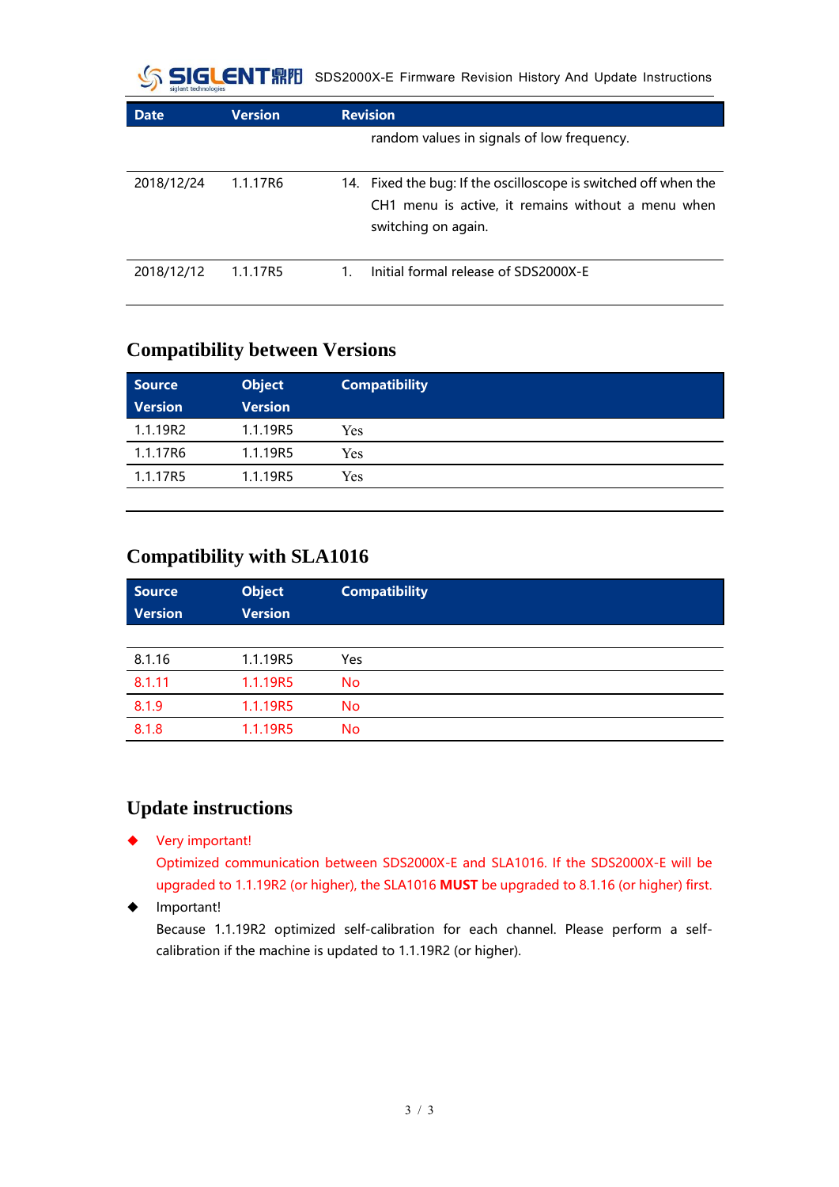| Date | Version | Revision |
|---|---|---|
| | | random values in signals of low frequency. |
| 2018/12/24 | 1.1.17R6 | 14. Fixed the bug: If the oscilloscope is switched off when the CH1 menu is active, it remains without a menu when switching on again. |
| 2018/12/12 | 1.1.17R5 | 1. Initial formal release of SDS2000X-E |

## Compatibility between Versions

| Source Version | Object Version | Compatibility |
|---|---|---|
| 1.1.19R2 | 1.1.19R5 | Yes |
| 1.1.17R6 | 1.1.19R5 | Yes |
| 1.1.17R5 | 1.1.19R5 | Yes |

## Compatibility with SLA1016

| Source Version | Object Version | Compatibility |
|---|---|---|
| 8.1.16 | 1.1.19R5 | Yes |
| 8.1.11 | 1.1.19R5 | No |
| 8.1.9 | 1.1.19R5 | No |
| 8.1.8 | 1.1.19R5 | No |

## Update instructions

- Very important!
  Optimized communication between SDS2000X-E and SLA1016. If the SDS2000X-E will be upgraded to 1.1.19R2 (or higher), the SLA1016 **MUST** be upgraded to 8.1.16 (or higher) first.
- Important!
  Because 1.1.19R2 optimized self-calibration for each channel. Please perform a self-calibration if the machine is updated to 1.1.19R2 (or higher).